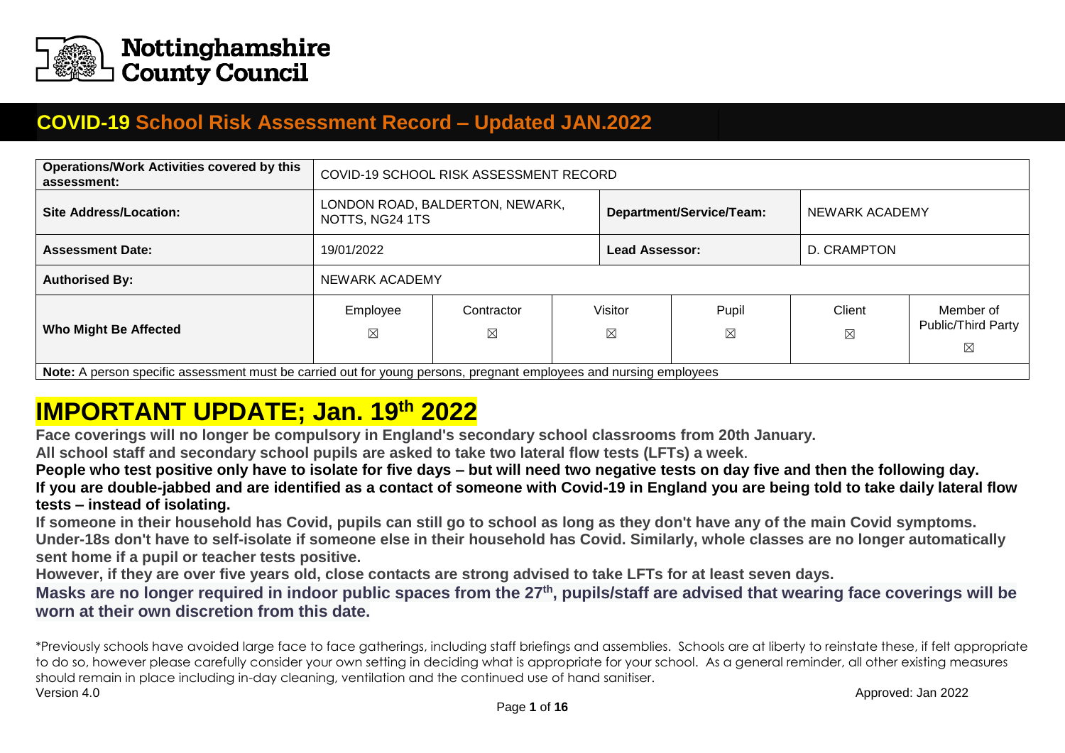Nottinghamshire County Council

# COVID-19 School Risk Assessment Record – Updated JAN.2022

| **Operations/Work Activities covered by this assessment:** | COVID-19 SCHOOL RISK ASSESSMENT RECORD | | | | | |
|---|---|---|---|---|---|---|
| **Site Address/Location:** | LONDON ROAD, BALDERTON, NEWARK, NOTTS, NG24 1TS | | **Department/Service/Team:** | | NEWARK ACADEMY | |
| **Assessment Date:** | 19/01/2022 | | **Lead Assessor:** | | D. CRAMPTON | |
| **Authorised By:** | NEWARK ACADEMY | | | | | |
| **Who Might Be Affected** | Employee ☒ | Contractor ☒ | Visitor ☒ | Pupil ☒ | Client ☒ | Member of Public/Third Party ☒ |

**Note:** A person specific assessment must be carried out for young persons, pregnant employees and nursing employees

# IMPORTANT UPDATE; Jan. 19th 2022

**Face coverings will no longer be compulsory in England's secondary school classrooms from 20th January.**

**All school staff and secondary school pupils are asked to take two lateral flow tests (LFTs) a week.**

**People who test positive only have to isolate for five days – but will need two negative tests on day five and then the following day.**

**If you are double-jabbed and are identified as a contact of someone with Covid-19 in England you are being told to take daily lateral flow tests – instead of isolating.**

**If someone in their household has Covid, pupils can still go to school as long as they don't have any of the main Covid symptoms.**

**Under-18s don't have to self-isolate if someone else in their household has Covid. Similarly, whole classes are no longer automatically sent home if a pupil or teacher tests positive.**

**However, if they are over five years old, close contacts are strong advised to take LFTs for at least seven days.**

**Masks are no longer required in indoor public spaces from the 27th, pupils/staff are advised that wearing face coverings will be worn at their own discretion from this date.**

*Previously schools have avoided large face to face gatherings, including staff briefings and assemblies. Schools are at liberty to reinstate these, if felt appropriate to do so, however please carefully consider your own setting in deciding what is appropriate for your school. As a general reminder, all other existing measures should remain in place including in-day cleaning, ventilation and the continued use of hand sanitiser.

Version 4.0 Approved: Jan 2022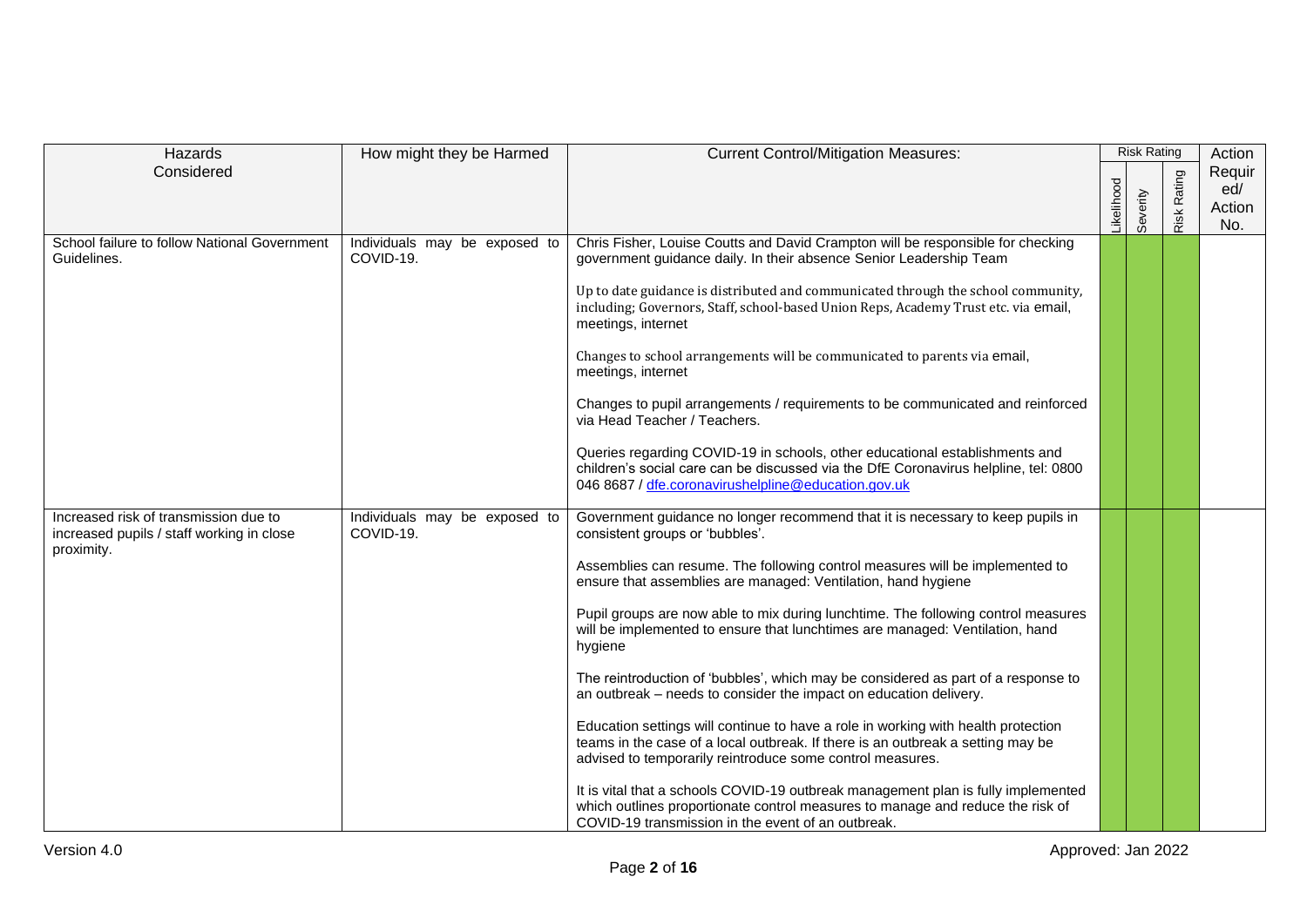| Hazards Considered | How might they be Harmed | Current Control/Mitigation Measures: | Risk Rating | | | Action Required/ Action No. |
|---|---|---|---|---|---|---|
| | | | Likelihood | Severity | Risk Rating | |
| School failure to follow National Government Guidelines. | Individuals may be exposed to COVID-19. | Chris Fisher, Louise Coutts and David Crampton will be responsible for checking government guidance daily. In their absence Senior Leadership Team<br><br>Up to date guidance is distributed and communicated through the school community, including; Governors, Staff, school-based Union Reps, Academy Trust etc. via email, meetings, internet<br><br>Changes to school arrangements will be communicated to parents via email, meetings, internet<br><br>Changes to pupil arrangements / requirements to be communicated and reinforced via Head Teacher / Teachers.<br><br>Queries regarding COVID-19 in schools, other educational establishments and children's social care can be discussed via the DfE Coronavirus helpline, tel: 0800 046 8687 / dfe.coronavirushelpline@education.gov.uk | | | | |
| Increased risk of transmission due to increased pupils / staff working in close proximity. | Individuals may be exposed to COVID-19. | Government guidance no longer recommend that it is necessary to keep pupils in consistent groups or 'bubbles'.<br><br>Assemblies can resume. The following control measures will be implemented to ensure that assemblies are managed: Ventilation, hand hygiene<br><br>Pupil groups are now able to mix during lunchtime. The following control measures will be implemented to ensure that lunchtimes are managed: Ventilation, hand hygiene<br><br>The reintroduction of 'bubbles', which may be considered as part of a response to an outbreak – needs to consider the impact on education delivery.<br><br>Education settings will continue to have a role in working with health protection teams in the case of a local outbreak. If there is an outbreak a setting may be advised to temporarily reintroduce some control measures.<br><br>It is vital that a schools COVID-19 outbreak management plan is fully implemented which outlines proportionate control measures to manage and reduce the risk of COVID-19 transmission in the event of an outbreak. | | | | |

Version 4.0

Approved: Jan 2022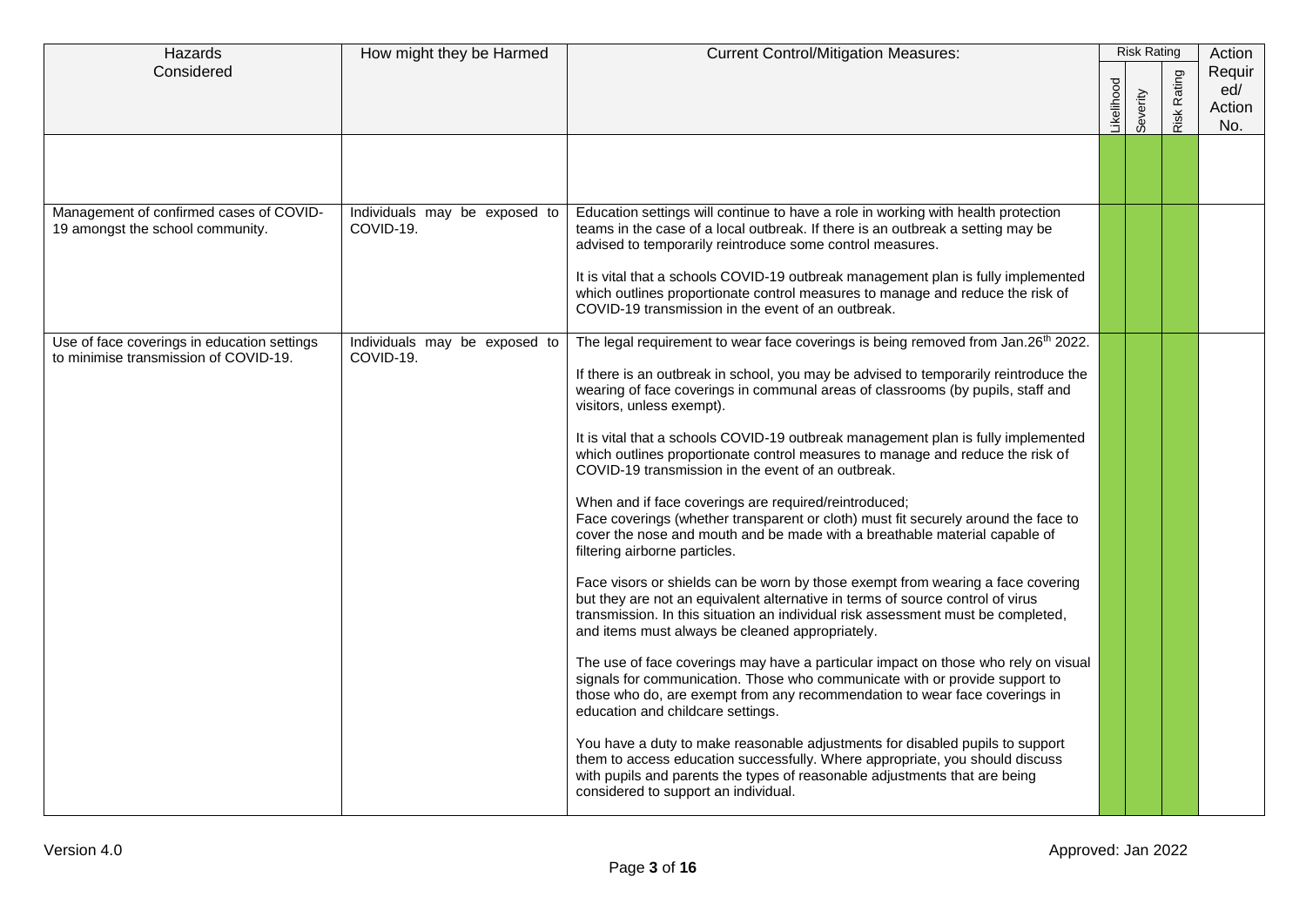| Hazards Considered | How might they be Harmed | Current Control/Mitigation Measures: | Risk Rating | | | Action Required/ Action No. |
|---|---|---|---|---|---|---|
| | | | Likelihood | Severity | Risk Rating | |
| | | | | | | |
| Management of confirmed cases of COVID-19 amongst the school community. | Individuals may be exposed to COVID-19. | Education settings will continue to have a role in working with health protection teams in the case of a local outbreak. If there is an outbreak a setting may be advised to temporarily reintroduce some control measures.<br><br>It is vital that a schools COVID-19 outbreak management plan is fully implemented which outlines proportionate control measures to manage and reduce the risk of COVID-19 transmission in the event of an outbreak. | | | | |
| Use of face coverings in education settings to minimise transmission of COVID-19. | Individuals may be exposed to COVID-19. | The legal requirement to wear face coverings is being removed from Jan.26th 2022.<br><br>If there is an outbreak in school, you may be advised to temporarily reintroduce the wearing of face coverings in communal areas of classrooms (by pupils, staff and visitors, unless exempt).<br><br>It is vital that a schools COVID-19 outbreak management plan is fully implemented which outlines proportionate control measures to manage and reduce the risk of COVID-19 transmission in the event of an outbreak.<br><br>When and if face coverings are required/reintroduced;<br>Face coverings (whether transparent or cloth) must fit securely around the face to cover the nose and mouth and be made with a breathable material capable of filtering airborne particles.<br><br>Face visors or shields can be worn by those exempt from wearing a face covering but they are not an equivalent alternative in terms of source control of virus transmission. In this situation an individual risk assessment must be completed, and items must always be cleaned appropriately.<br><br>The use of face coverings may have a particular impact on those who rely on visual signals for communication. Those who communicate with or provide support to those who do, are exempt from any recommendation to wear face coverings in education and childcare settings.<br><br>You have a duty to make reasonable adjustments for disabled pupils to support them to access education successfully. Where appropriate, you should discuss with pupils and parents the types of reasonable adjustments that are being considered to support an individual. | | | | |

Version 4.0

Approved: Jan 2022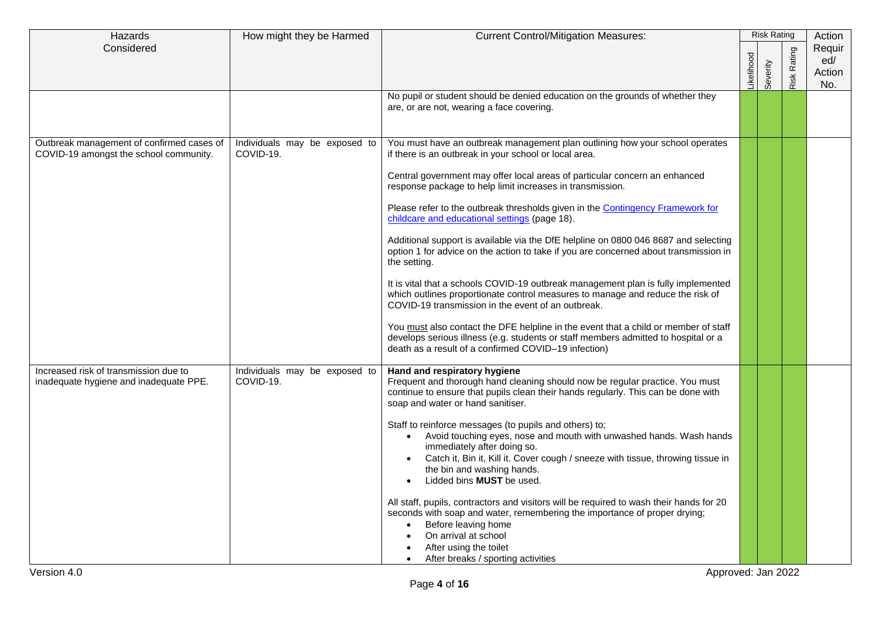| Hazards Considered | How might they be Harmed | Current Control/Mitigation Measures: | Risk Rating | | | Action Required/ Action No. |
|---|---|---|---|---|---|---|
| | | | Likelihood | Severity | Risk Rating | |
| | | No pupil or student should be denied education on the grounds of whether they are, or are not, wearing a face covering. | | | | |
| Outbreak management of confirmed cases of COVID-19 amongst the school community. | Individuals may be exposed to COVID-19. | You must have an outbreak management plan outlining how your school operates if there is an outbreak in your school or local area.<br><br>Central government may offer local areas of particular concern an enhanced response package to help limit increases in transmission.<br><br>Please refer to the outbreak thresholds given in the [Contingency Framework for childcare and educational settings](#) (page 18).<br><br>Additional support is available via the DfE helpline on 0800 046 8687 and selecting option 1 for advice on the action to take if you are concerned about transmission in the setting.<br><br>It is vital that a schools COVID-19 outbreak management plan is fully implemented which outlines proportionate control measures to manage and reduce the risk of COVID-19 transmission in the event of an outbreak.<br><br>You <u>must</u> also contact the DFE helpline in the event that a child or member of staff develops serious illness (e.g. students or staff members admitted to hospital or a death as a result of a confirmed COVID–19 infection) | | | | |
| Increased risk of transmission due to inadequate hygiene and inadequate PPE. | Individuals may be exposed to COVID-19. | **Hand and respiratory hygiene**<br>Frequent and thorough hand cleaning should now be regular practice. You must continue to ensure that pupils clean their hands regularly. This can be done with soap and water or hand sanitiser.<br><br>Staff to reinforce messages (to pupils and others) to;<br>• Avoid touching eyes, nose and mouth with unwashed hands. Wash hands immediately after doing so.<br>• Catch it, Bin it, Kill it. Cover cough / sneeze with tissue, throwing tissue in the bin and washing hands.<br>• Lidded bins **MUST** be used.<br><br>All staff, pupils, contractors and visitors will be required to wash their hands for 20 seconds with soap and water, remembering the importance of proper drying;<br>• Before leaving home<br>• On arrival at school<br>• After using the toilet<br>• After breaks / sporting activities | | | | |

Version 4.0 | Approved: Jan 2022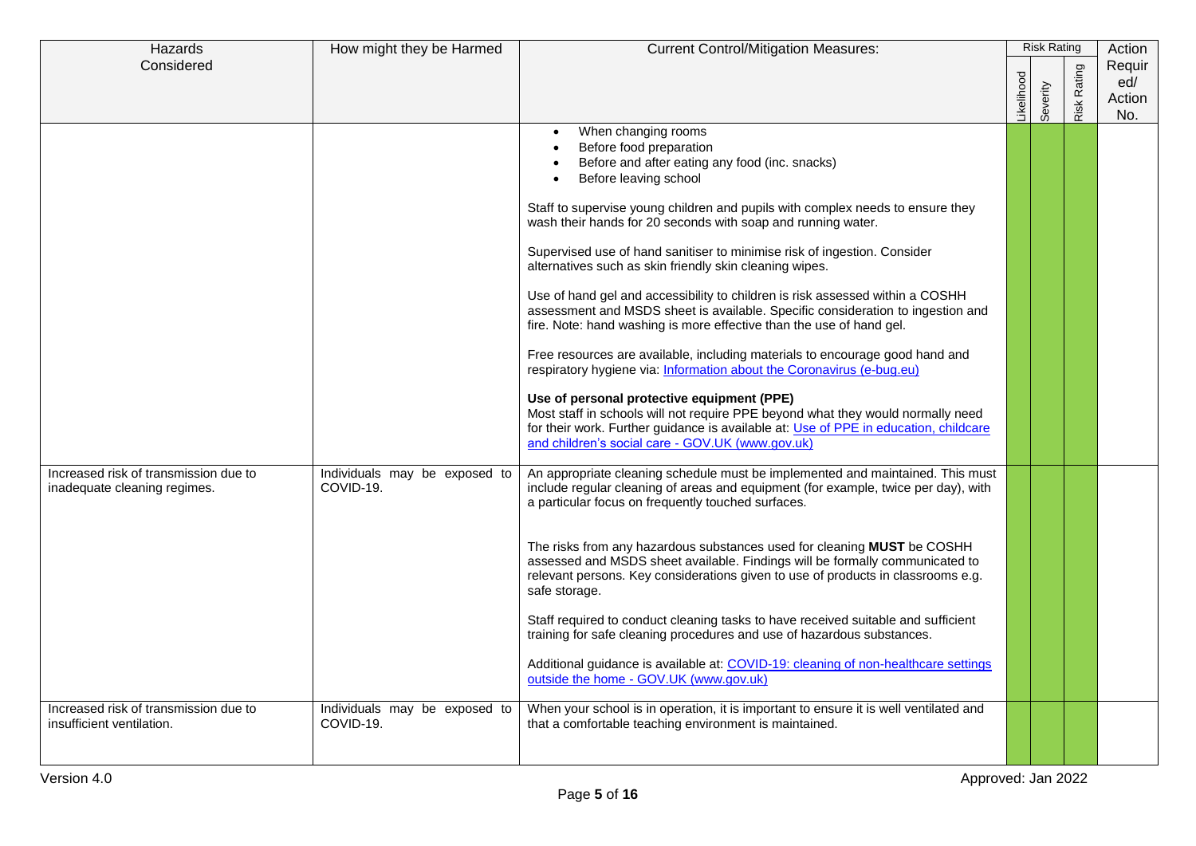| Hazards Considered | How might they be Harmed | Current Control/Mitigation Measures: | Risk Rating | | | Action Required/ Action No. |
|---|---|---|---|---|---|---|
| | | | Likelihood | Severity | Risk Rating | |
| | | • When changing rooms<br>• Before food preparation<br>• Before and after eating any food (inc. snacks)<br>• Before leaving school<br><br>Staff to supervise young children and pupils with complex needs to ensure they wash their hands for 20 seconds with soap and running water.<br><br>Supervised use of hand sanitiser to minimise risk of ingestion. Consider alternatives such as skin friendly skin cleaning wipes.<br><br>Use of hand gel and accessibility to children is risk assessed within a COSHH assessment and MSDS sheet is available. Specific consideration to ingestion and fire. Note: hand washing is more effective than the use of hand gel.<br><br>Free resources are available, including materials to encourage good hand and respiratory hygiene via: [Information about the Coronavirus (e-bug.eu)]<br><br>**Use of personal protective equipment (PPE)**<br>Most staff in schools will not require PPE beyond what they would normally need for their work. Further guidance is available at: [Use of PPE in education, childcare and children's social care - GOV.UK (www.gov.uk)] | | | | |
| Increased risk of transmission due to inadequate cleaning regimes. | Individuals may be exposed to COVID-19. | An appropriate cleaning schedule must be implemented and maintained. This must include regular cleaning of areas and equipment (for example, twice per day), with a particular focus on frequently touched surfaces.<br><br>The risks from any hazardous substances used for cleaning **MUST** be COSHH assessed and MSDS sheet available. Findings will be formally communicated to relevant persons. Key considerations given to use of products in classrooms e.g. safe storage.<br><br>Staff required to conduct cleaning tasks to have received suitable and sufficient training for safe cleaning procedures and use of hazardous substances.<br><br>Additional guidance is available at: [COVID-19: cleaning of non-healthcare settings outside the home - GOV.UK (www.gov.uk)] | | | | |
| Increased risk of transmission due to insufficient ventilation. | Individuals may be exposed to COVID-19. | When your school is in operation, it is important to ensure it is well ventilated and that a comfortable teaching environment is maintained. | | | | |

Version 4.0 Approved: Jan 2022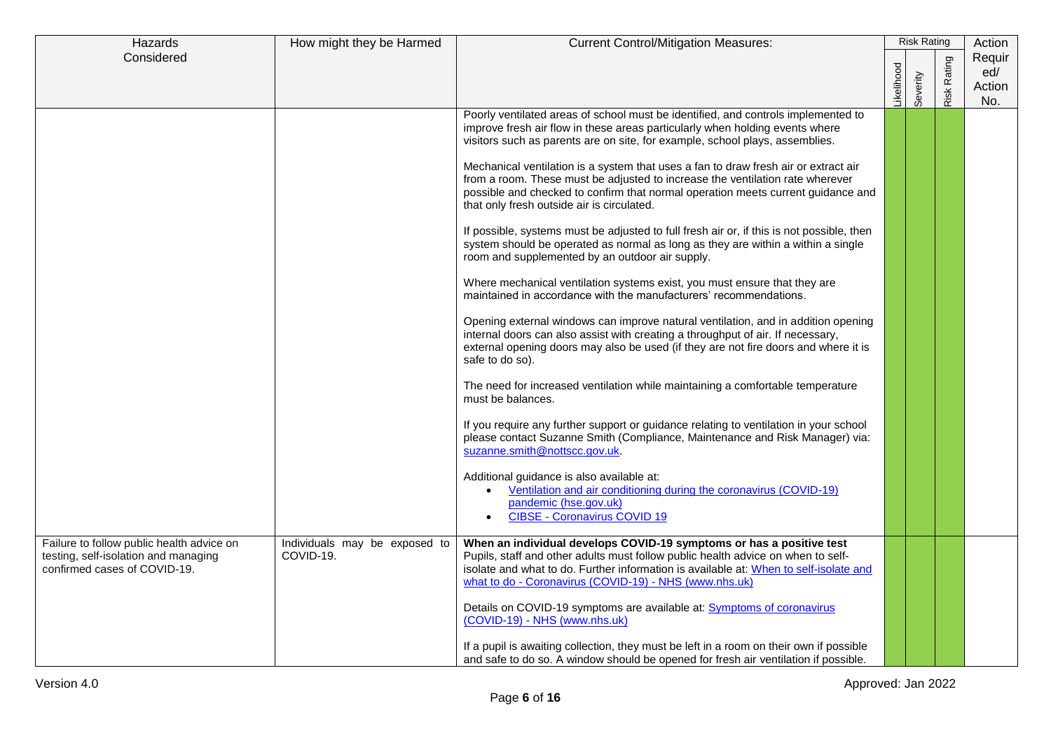| Hazards Considered | How might they be Harmed | Current Control/Mitigation Measures: | Risk Rating | | | Action Required/ Action No. |
|---|---|---|---|---|---|---|
| | | | Likelihood | Severity | Risk Rating | |
| | | Poorly ventilated areas of school must be identified, and controls implemented to improve fresh air flow in these areas particularly when holding events where visitors such as parents are on site, for example, school plays, assemblies.<br><br>Mechanical ventilation is a system that uses a fan to draw fresh air or extract air from a room. These must be adjusted to increase the ventilation rate wherever possible and checked to confirm that normal operation meets current guidance and that only fresh outside air is circulated.<br><br>If possible, systems must be adjusted to full fresh air or, if this is not possible, then system should be operated as normal as long as they are within a within a single room and supplemented by an outdoor air supply.<br><br>Where mechanical ventilation systems exist, you must ensure that they are maintained in accordance with the manufacturers' recommendations.<br><br>Opening external windows can improve natural ventilation, and in addition opening internal doors can also assist with creating a throughput of air. If necessary, external opening doors may also be used (if they are not fire doors and where it is safe to do so).<br><br>The need for increased ventilation while maintaining a comfortable temperature must be balances.<br><br>If you require any further support or guidance relating to ventilation in your school please contact Suzanne Smith (Compliance, Maintenance and Risk Manager) via: suzanne.smith@nottscc.gov.uk.<br><br>Additional guidance is also available at:<br>• Ventilation and air conditioning during the coronavirus (COVID-19) pandemic (hse.gov.uk)<br>• CIBSE - Coronavirus COVID 19 | | | | |
| Failure to follow public health advice on testing, self-isolation and managing confirmed cases of COVID-19. | Individuals may be exposed to COVID-19. | **When an individual develops COVID-19 symptoms or has a positive test**<br>Pupils, staff and other adults must follow public health advice on when to self-isolate and what to do. Further information is available at: When to self-isolate and what to do - Coronavirus (COVID-19) - NHS (www.nhs.uk)<br><br>Details on COVID-19 symptoms are available at: Symptoms of coronavirus (COVID-19) - NHS (www.nhs.uk)<br><br>If a pupil is awaiting collection, they must be left in a room on their own if possible and safe to do so. A window should be opened for fresh air ventilation if possible. | | | | |

Version 4.0 Approved: Jan 2022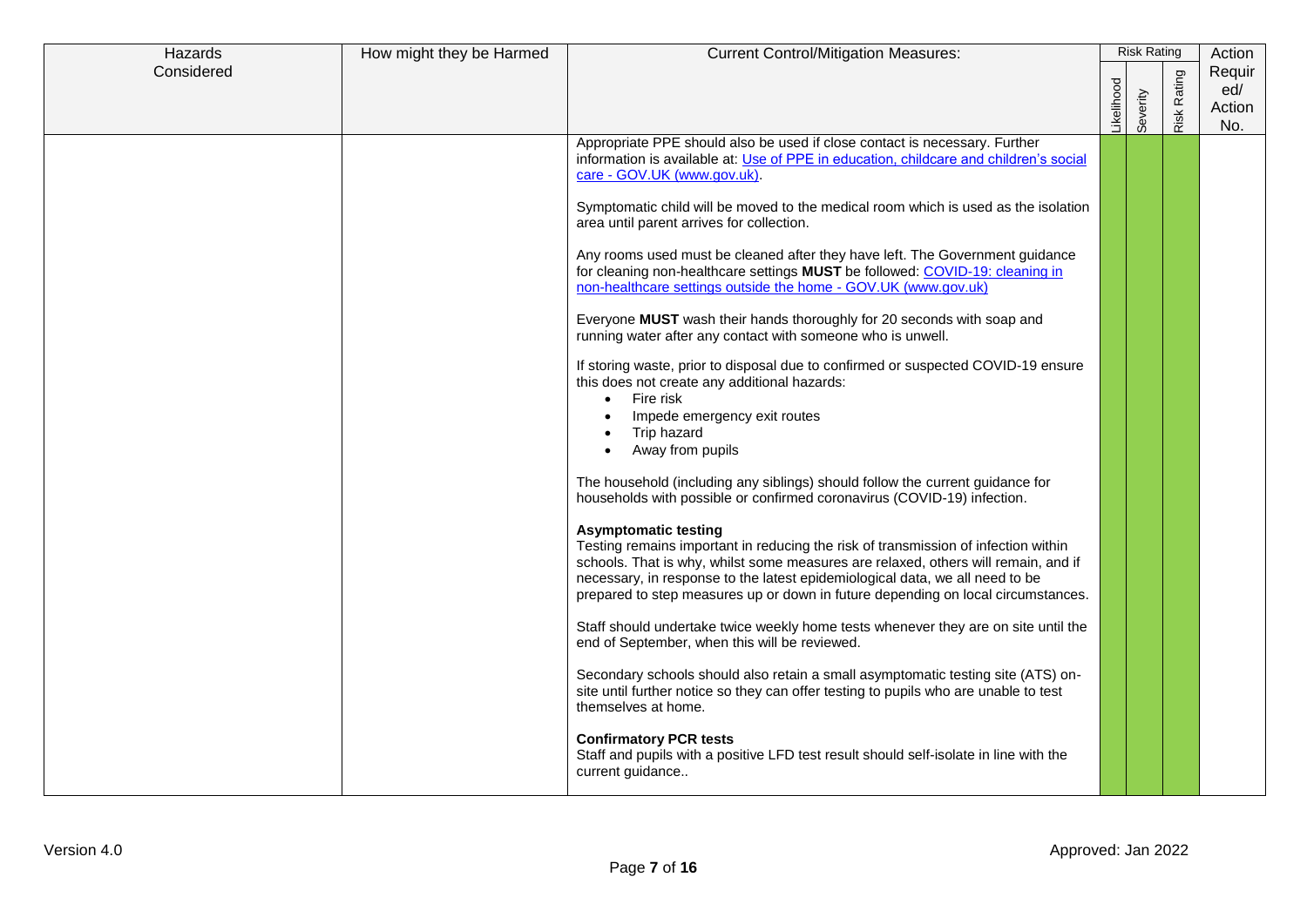| Hazards Considered | How might they be Harmed | Current Control/Mitigation Measures: | Risk Rating | | | Action Required/ Action No. |
|---|---|---|---|---|---|---|
| | | | Likelihood | Severity | Risk Rating | |
| | | Appropriate PPE should also be used if close contact is necessary. Further information is available at: [Use of PPE in education, childcare and children's social care - GOV.UK (www.gov.uk)](). <br><br> Symptomatic child will be moved to the medical room which is used as the isolation area until parent arrives for collection. <br><br> Any rooms used must be cleaned after they have left. The Government guidance for cleaning non-healthcare settings **MUST** be followed: [COVID-19: cleaning in non-healthcare settings outside the home - GOV.UK (www.gov.uk)]() <br><br> Everyone **MUST** wash their hands thoroughly for 20 seconds with soap and running water after any contact with someone who is unwell. <br><br> If storing waste, prior to disposal due to confirmed or suspected COVID-19 ensure this does not create any additional hazards: <br>• Fire risk <br>• Impede emergency exit routes <br>• Trip hazard <br>• Away from pupils <br><br> The household (including any siblings) should follow the current guidance for households with possible or confirmed coronavirus (COVID-19) infection. <br><br> **Asymptomatic testing** <br> Testing remains important in reducing the risk of transmission of infection within schools. That is why, whilst some measures are relaxed, others will remain, and if necessary, in response to the latest epidemiological data, we all need to be prepared to step measures up or down in future depending on local circumstances. <br><br> Staff should undertake twice weekly home tests whenever they are on site until the end of September, when this will be reviewed. <br><br> Secondary schools should also retain a small asymptomatic testing site (ATS) on-site until further notice so they can offer testing to pupils who are unable to test themselves at home. <br><br> **Confirmatory PCR tests** <br> Staff and pupils with a positive LFD test result should self-isolate in line with the current guidance.. | | | | |

Version 4.0

Approved: Jan 2022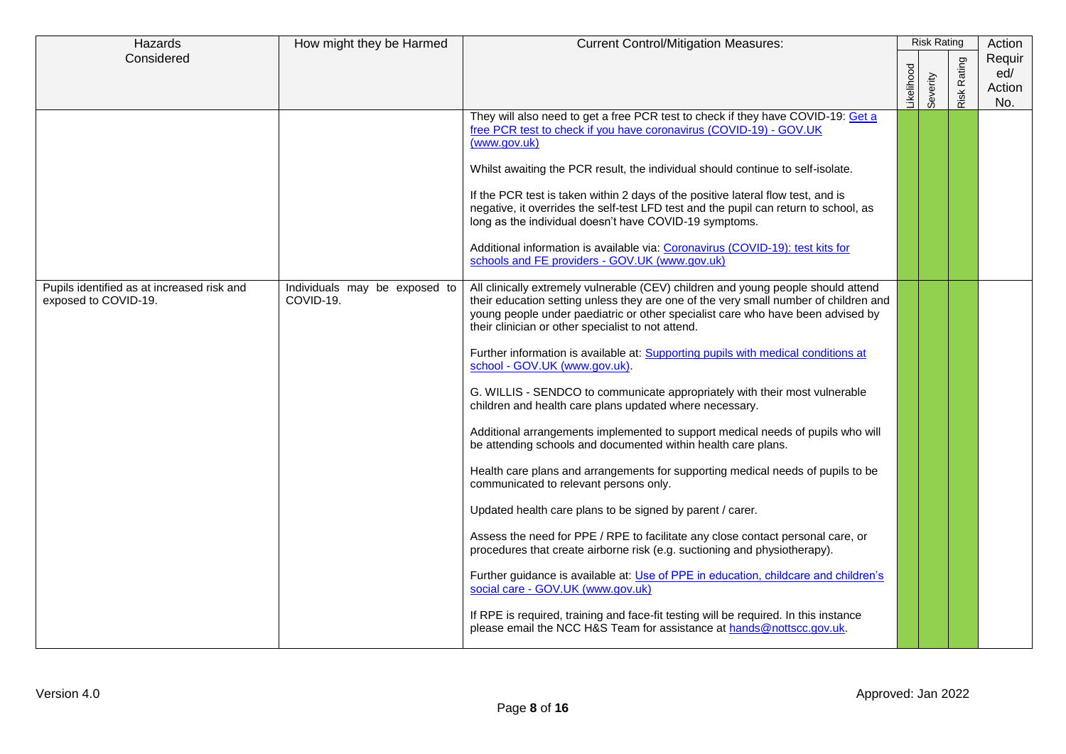| Hazards Considered | How might they be Harmed | Current Control/Mitigation Measures: | Risk Rating | | | Action Required/ Action No. |
|---|---|---|---|---|---|---|
| | | | Likelihood | Severity | Risk Rating | |
| | | They will also need to get a free PCR test to check if they have COVID-19: [Get a free PCR test to check if you have coronavirus (COVID-19) - GOV.UK (www.gov.uk)](https://www.gov.uk)<br><br>Whilst awaiting the PCR result, the individual should continue to self-isolate.<br><br>If the PCR test is taken within 2 days of the positive lateral flow test, and is negative, it overrides the self-test LFD test and the pupil can return to school, as long as the individual doesn't have COVID-19 symptoms.<br><br>Additional information is available via: [Coronavirus (COVID-19): test kits for schools and FE providers - GOV.UK (www.gov.uk)](https://www.gov.uk) | | | | |
| Pupils identified as at increased risk and exposed to COVID-19. | Individuals may be exposed to COVID-19. | All clinically extremely vulnerable (CEV) children and young people should attend their education setting unless they are one of the very small number of children and young people under paediatric or other specialist care who have been advised by their clinician or other specialist to not attend.<br><br>Further information is available at: [Supporting pupils with medical conditions at school - GOV.UK (www.gov.uk)](https://www.gov.uk).<br><br>G. WILLIS - SENDCO to communicate appropriately with their most vulnerable children and health care plans updated where necessary.<br><br>Additional arrangements implemented to support medical needs of pupils who will be attending schools and documented within health care plans.<br><br>Health care plans and arrangements for supporting medical needs of pupils to be communicated to relevant persons only.<br><br>Updated health care plans to be signed by parent / carer.<br><br>Assess the need for PPE / RPE to facilitate any close contact personal care, or procedures that create airborne risk (e.g. suctioning and physiotherapy).<br><br>Further guidance is available at: [Use of PPE in education, childcare and children's social care - GOV.UK (www.gov.uk)](https://www.gov.uk)<br><br>If RPE is required, training and face-fit testing will be required. In this instance please email the NCC H&S Team for assistance at [hands@nottscc.gov.uk](mailto:hands@nottscc.gov.uk). | | | | |

Version 4.0

Approved: Jan 2022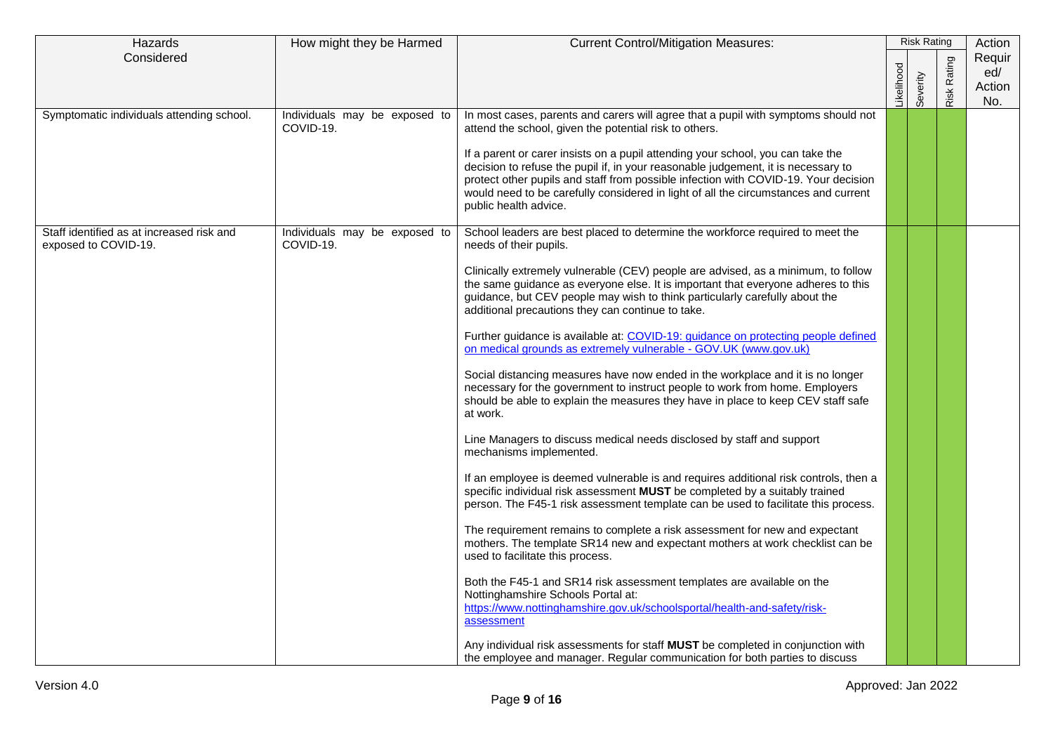| Hazards Considered | How might they be Harmed | Current Control/Mitigation Measures: | Risk Rating | | | Action Required/ Action No. |
|---|---|---|---|---|---|---|
| | | | Likelihood | Severity | Risk Rating | |
| Symptomatic individuals attending school. | Individuals may be exposed to COVID-19. | In most cases, parents and carers will agree that a pupil with symptoms should not attend the school, given the potential risk to others.<br><br>If a parent or carer insists on a pupil attending your school, you can take the decision to refuse the pupil if, in your reasonable judgement, it is necessary to protect other pupils and staff from possible infection with COVID-19. Your decision would need to be carefully considered in light of all the circumstances and current public health advice. | | | | |
| Staff identified as at increased risk and exposed to COVID-19. | Individuals may be exposed to COVID-19. | School leaders are best placed to determine the workforce required to meet the needs of their pupils.<br><br>Clinically extremely vulnerable (CEV) people are advised, as a minimum, to follow the same guidance as everyone else. It is important that everyone adheres to this guidance, but CEV people may wish to think particularly carefully about the additional precautions they can continue to take.<br><br>Further guidance is available at: [COVID-19: guidance on protecting people defined on medical grounds as extremely vulnerable - GOV.UK (www.gov.uk)]<br><br>Social distancing measures have now ended in the workplace and it is no longer necessary for the government to instruct people to work from home. Employers should be able to explain the measures they have in place to keep CEV staff safe at work.<br><br>Line Managers to discuss medical needs disclosed by staff and support mechanisms implemented.<br><br>If an employee is deemed vulnerable is and requires additional risk controls, then a specific individual risk assessment **MUST** be completed by a suitably trained person. The F45-1 risk assessment template can be used to facilitate this process.<br><br>The requirement remains to complete a risk assessment for new and expectant mothers. The template SR14 new and expectant mothers at work checklist can be used to facilitate this process.<br><br>Both the F45-1 and SR14 risk assessment templates are available on the Nottinghamshire Schools Portal at: https://www.nottinghamshire.gov.uk/schoolsportal/health-and-safety/risk-assessment<br><br>Any individual risk assessments for staff **MUST** be completed in conjunction with the employee and manager. Regular communication for both parties to discuss | | | | |

Version 4.0 Approved: Jan 2022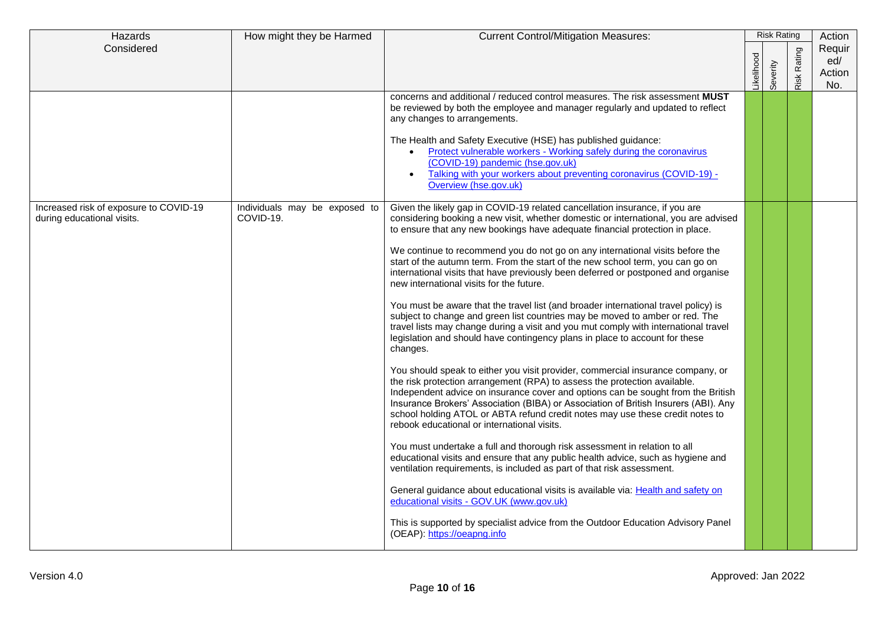| Hazards Considered | How might they be Harmed | Current Control/Mitigation Measures: | Risk Rating | | | Action Required/ Action No. |
|---|---|---|---|---|---|---|
| | | | Likelihood | Severity | Risk Rating | |
| | | concerns and additional / reduced control measures. The risk assessment **MUST** be reviewed by both the employee and manager regularly and updated to reflect any changes to arrangements.<br><br>The Health and Safety Executive (HSE) has published guidance:<br>• [Protect vulnerable workers - Working safely during the coronavirus (COVID-19) pandemic (hse.gov.uk)]()<br>• [Talking with your workers about preventing coronavirus (COVID-19) - Overview (hse.gov.uk)]() | | | | |
| Increased risk of exposure to COVID-19 during educational visits. | Individuals may be exposed to COVID-19. | Given the likely gap in COVID-19 related cancellation insurance, if you are considering booking a new visit, whether domestic or international, you are advised to ensure that any new bookings have adequate financial protection in place.<br><br>We continue to recommend you do not go on any international visits before the start of the autumn term. From the start of the new school term, you can go on international visits that have previously been deferred or postponed and organise new international visits for the future.<br><br>You must be aware that the travel list (and broader international travel policy) is subject to change and green list countries may be moved to amber or red. The travel lists may change during a visit and you mut comply with international travel legislation and should have contingency plans in place to account for these changes.<br><br>You should speak to either you visit provider, commercial insurance company, or the risk protection arrangement (RPA) to assess the protection available. Independent advice on insurance cover and options can be sought from the British Insurance Brokers' Association (BIBA) or Association of British Insurers (ABI). Any school holding ATOL or ABTA refund credit notes may use these credit notes to rebook educational or international visits.<br><br>You must undertake a full and thorough risk assessment in relation to all educational visits and ensure that any public health advice, such as hygiene and ventilation requirements, is included as part of that risk assessment.<br><br>General guidance about educational visits is available via: [Health and safety on educational visits - GOV.UK (www.gov.uk)]()<br><br>This is supported by specialist advice from the Outdoor Education Advisory Panel (OEAP): [https://oeapng.info](https://oeapng.info) | | | | |

Version 4.0

Approved: Jan 2022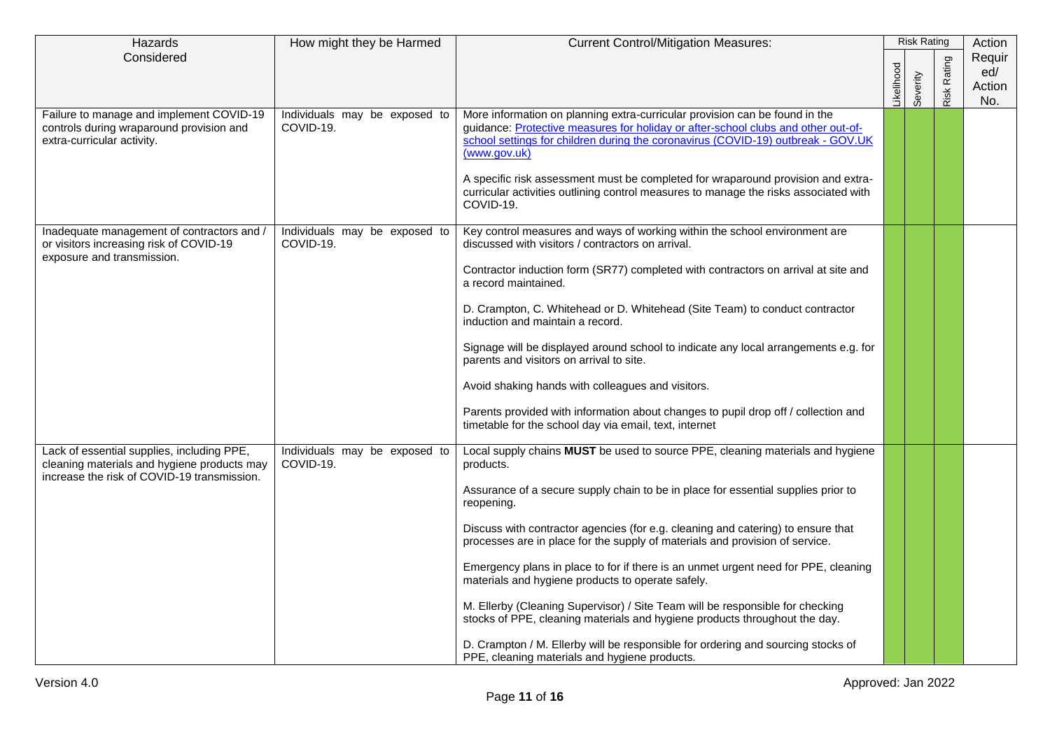| Hazards Considered | How might they be Harmed | Current Control/Mitigation Measures: | Risk Rating | | | Action Required/ Action No. |
|---|---|---|---|---|---|---|
| | | | Likelihood | Severity | Risk Rating | |
| Failure to manage and implement COVID-19 controls during wraparound provision and extra-curricular activity. | Individuals may be exposed to COVID-19. | More information on planning extra-curricular provision can be found in the guidance: [Protective measures for holiday or after-school clubs and other out-of-school settings for children during the coronavirus (COVID-19) outbreak - GOV.UK (www.gov.uk)](https://www.gov.uk)<br><br>A specific risk assessment must be completed for wraparound provision and extra-curricular activities outlining control measures to manage the risks associated with COVID-19. | | | | |
| Inadequate management of contractors and / or visitors increasing risk of COVID-19 exposure and transmission. | Individuals may be exposed to COVID-19. | Key control measures and ways of working within the school environment are discussed with visitors / contractors on arrival.<br><br>Contractor induction form (SR77) completed with contractors on arrival at site and a record maintained.<br><br>D. Crampton, C. Whitehead or D. Whitehead (Site Team) to conduct contractor induction and maintain a record.<br><br>Signage will be displayed around school to indicate any local arrangements e.g. for parents and visitors on arrival to site.<br><br>Avoid shaking hands with colleagues and visitors.<br><br>Parents provided with information about changes to pupil drop off / collection and timetable for the school day via email, text, internet | | | | |
| Lack of essential supplies, including PPE, cleaning materials and hygiene products may increase the risk of COVID-19 transmission. | Individuals may be exposed to COVID-19. | Local supply chains **MUST** be used to source PPE, cleaning materials and hygiene products.<br><br>Assurance of a secure supply chain to be in place for essential supplies prior to reopening.<br><br>Discuss with contractor agencies (for e.g. cleaning and catering) to ensure that processes are in place for the supply of materials and provision of service.<br><br>Emergency plans in place to for if there is an unmet urgent need for PPE, cleaning materials and hygiene products to operate safely.<br><br>M. Ellerby (Cleaning Supervisor) / Site Team will be responsible for checking stocks of PPE, cleaning materials and hygiene products throughout the day.<br><br>D. Crampton / M. Ellerby will be responsible for ordering and sourcing stocks of PPE, cleaning materials and hygiene products. | | | | |

Version 4.0

Approved: Jan 2022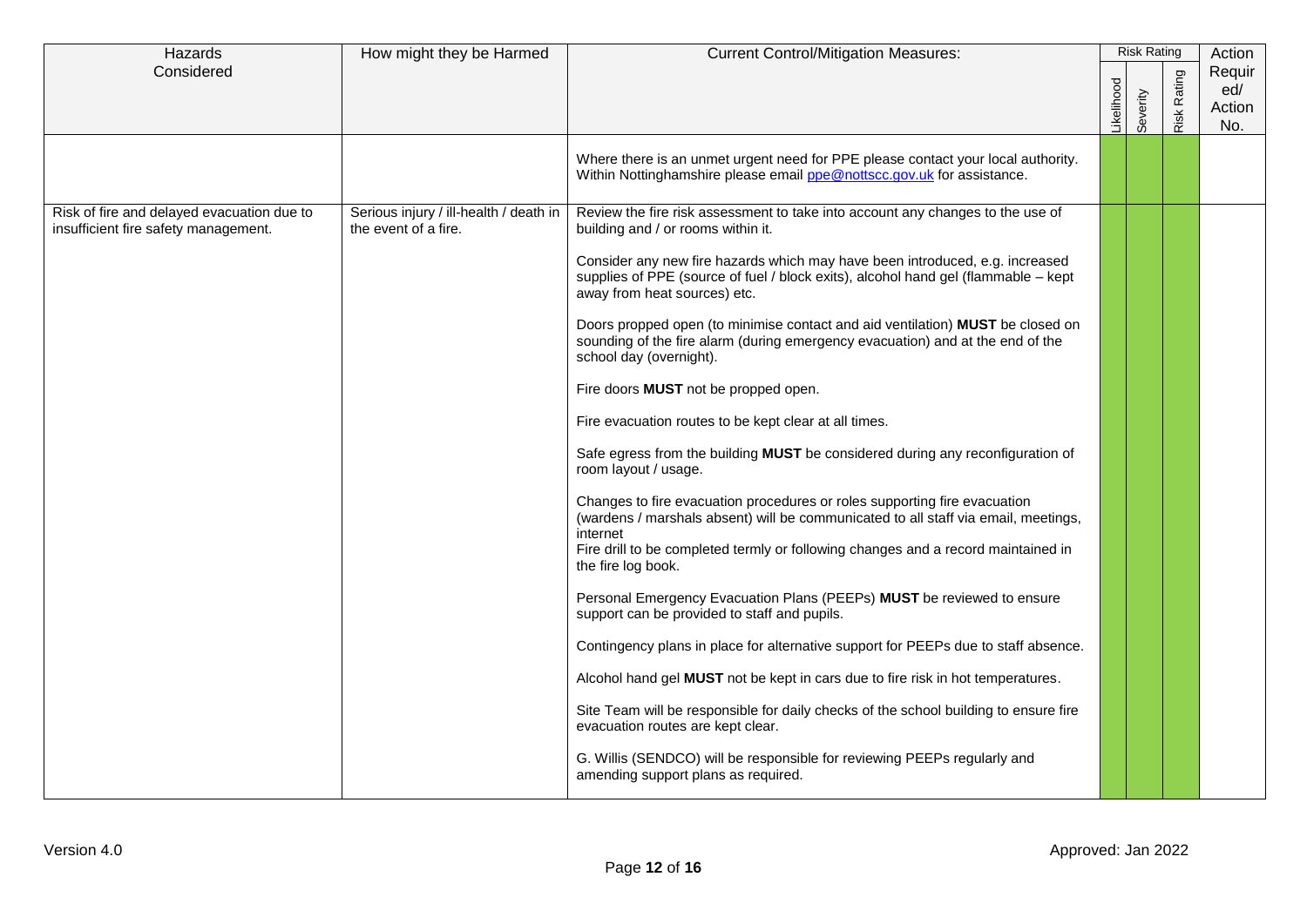| Hazards Considered | How might they be Harmed | Current Control/Mitigation Measures: | Risk Rating | | | Action Required/ Action No. |
|---|---|---|---|---|---|---|
| | | | Likelihood | Severity | Risk Rating | |
| | | Where there is an unmet urgent need for PPE please contact your local authority. Within Nottinghamshire please email ppe@nottscc.gov.uk for assistance. | | | | |
| Risk of fire and delayed evacuation due to insufficient fire safety management. | Serious injury / ill-health / death in the event of a fire. | Review the fire risk assessment to take into account any changes to the use of building and / or rooms within it.<br><br>Consider any new fire hazards which may have been introduced, e.g. increased supplies of PPE (source of fuel / block exits), alcohol hand gel (flammable – kept away from heat sources) etc.<br><br>Doors propped open (to minimise contact and aid ventilation) **MUST** be closed on sounding of the fire alarm (during emergency evacuation) and at the end of the school day (overnight).<br><br>Fire doors **MUST** not be propped open.<br><br>Fire evacuation routes to be kept clear at all times.<br><br>Safe egress from the building **MUST** be considered during any reconfiguration of room layout / usage.<br><br>Changes to fire evacuation procedures or roles supporting fire evacuation (wardens / marshals absent) will be communicated to all staff via email, meetings, internet<br>Fire drill to be completed termly or following changes and a record maintained in the fire log book.<br><br>Personal Emergency Evacuation Plans (PEEPs) **MUST** be reviewed to ensure support can be provided to staff and pupils.<br><br>Contingency plans in place for alternative support for PEEPs due to staff absence.<br><br>Alcohol hand gel **MUST** not be kept in cars due to fire risk in hot temperatures.<br><br>Site Team will be responsible for daily checks of the school building to ensure fire evacuation routes are kept clear.<br><br>G. Willis (SENDCO) will be responsible for reviewing PEEPs regularly and amending support plans as required. | | | | |

Version 4.0

Approved: Jan 2022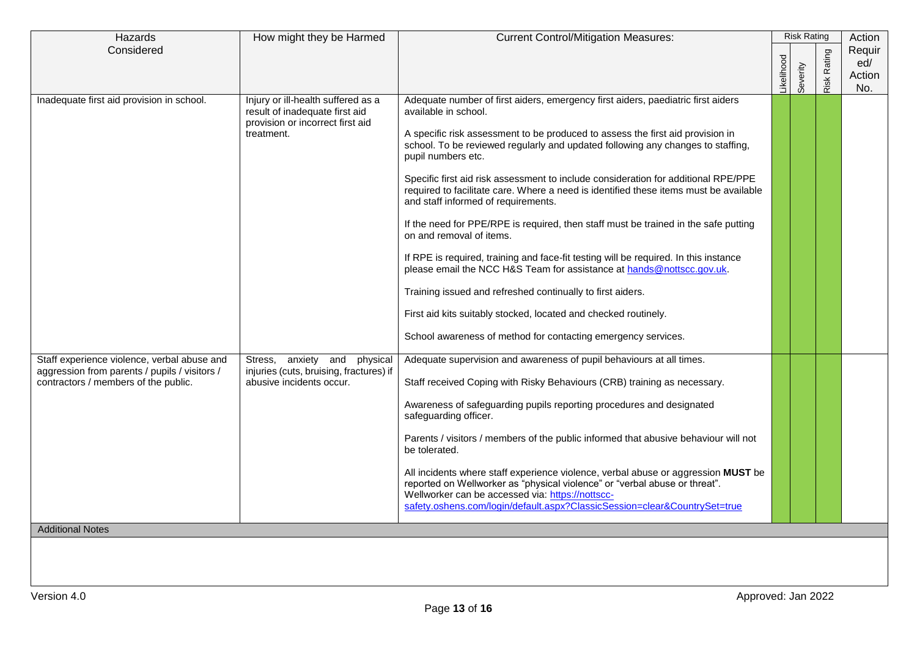| Hazards Considered | How might they be Harmed | Current Control/Mitigation Measures: | Risk Rating | | | Action Required/ Action No. |
|---|---|---|---|---|---|---|
| | | | Likelihood | Severity | Risk Rating | |
| Inadequate first aid provision in school. | Injury or ill-health suffered as a result of inadequate first aid provision or incorrect first aid treatment. | Adequate number of first aiders, emergency first aiders, paediatric first aiders available in school.<br><br>A specific risk assessment to be produced to assess the first aid provision in school. To be reviewed regularly and updated following any changes to staffing, pupil numbers etc.<br><br>Specific first aid risk assessment to include consideration for additional RPE/PPE required to facilitate care. Where a need is identified these items must be available and staff informed of requirements.<br><br>If the need for PPE/RPE is required, then staff must be trained in the safe putting on and removal of items.<br><br>If RPE is required, training and face-fit testing will be required. In this instance please email the NCC H&S Team for assistance at hands@nottscc.gov.uk.<br><br>Training issued and refreshed continually to first aiders.<br><br>First aid kits suitably stocked, located and checked routinely.<br><br>School awareness of method for contacting emergency services. | | | | |
| Staff experience violence, verbal abuse and aggression from parents / pupils / visitors / contractors / members of the public. | Stress, anxiety and physical injuries (cuts, bruising, fractures) if abusive incidents occur. | Adequate supervision and awareness of pupil behaviours at all times.<br><br>Staff received Coping with Risky Behaviours (CRB) training as necessary.<br><br>Awareness of safeguarding pupils reporting procedures and designated safeguarding officer.<br><br>Parents / visitors / members of the public informed that abusive behaviour will not be tolerated.<br><br>All incidents where staff experience violence, verbal abuse or aggression **MUST** be reported on Wellworker as "physical violence" or "verbal abuse or threat". Wellworker can be accessed via: https://nottscc-safety.oshens.com/login/default.aspx?ClassicSession=clear&CountrySet=true | | | | |

**Additional Notes**

Version 4.0

Approved: Jan 2022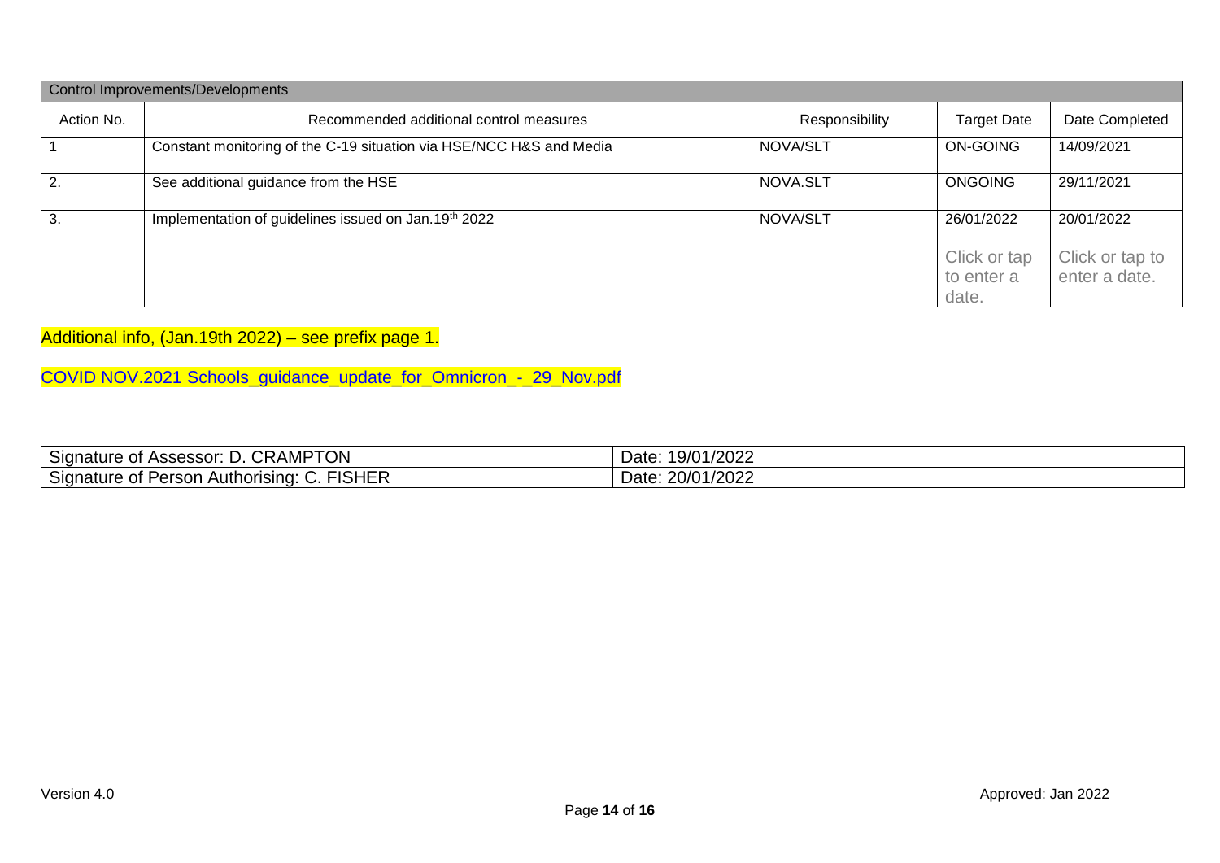| Control Improvements/Developments | | | | |
|---|---|---|---|---|
| Action No. | Recommended additional control measures | Responsibility | Target Date | Date Completed |
| 1 | Constant monitoring of the C-19 situation via HSE/NCC H&S and Media | NOVA/SLT | ON-GOING | 14/09/2021 |
| 2. | See additional guidance from the HSE | NOVA.SLT | ONGOING | 29/11/2021 |
| 3. | Implementation of guidelines issued on Jan.19th 2022 | NOVA/SLT | 26/01/2022 | 20/01/2022 |
| | | | Click or tap to enter a date. | Click or tap to enter a date. |

Additional info, (Jan.19th 2022) – see prefix page 1.

COVID NOV.2021 Schools_guidance_update_for_Omnicron_-_29_Nov.pdf

| Signature of Assessor: D. CRAMPTON | Date: 19/01/2022 |
|---|---|
| Signature of Person Authorising: C. FISHER | Date: 20/01/2022 |

Version 4.0 — Approved: Jan 2022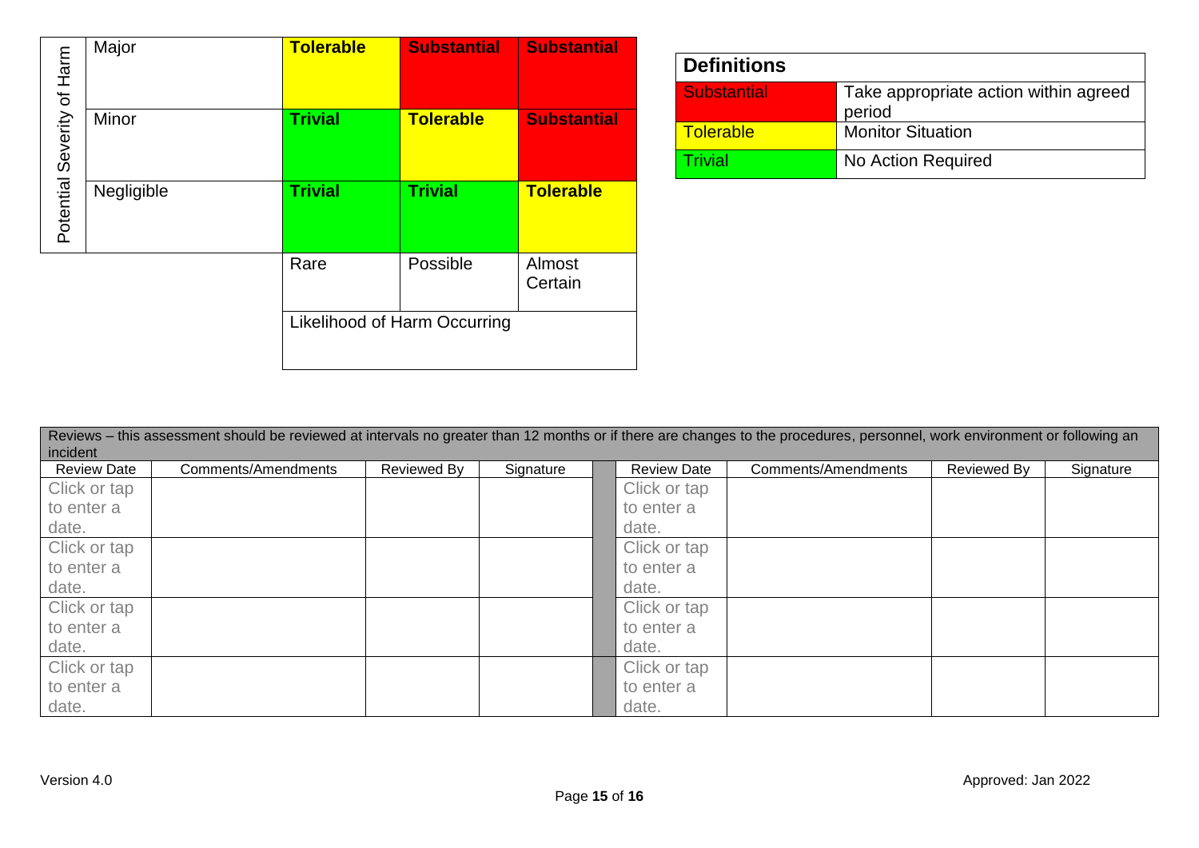| Potential Severity of Harm | | | | |
|---|---|---|---|---|
| | Major | **Tolerable** | **Substantial** | **Substantial** |
| | Minor | **Trivial** | **Tolerable** | **Substantial** |
| | Negligible | **Trivial** | **Trivial** | **Tolerable** |
| | | Rare | Possible | Almost Certain |
| | | Likelihood of Harm Occurring | | |

| **Definitions** | |
|---|---|
| Substantial | Take appropriate action within agreed period |
| Tolerable | Monitor Situation |
| Trivial | No Action Required |

| Reviews – this assessment should be reviewed at intervals no greater than 12 months or if there are changes to the procedures, personnel, work environment or following an incident | | | | | | | | |
|---|---|---|---|---|---|---|---|---|
| Review Date | Comments/Amendments | Reviewed By | Signature | | Review Date | Comments/Amendments | Reviewed By | Signature |
| Click or tap to enter a date. | | | | | Click or tap to enter a date. | | | |
| Click or tap to enter a date. | | | | | Click or tap to enter a date. | | | |
| Click or tap to enter a date. | | | | | Click or tap to enter a date. | | | |
| Click or tap to enter a date. | | | | | Click or tap to enter a date. | | | |

Version 4.0

Approved: Jan 2022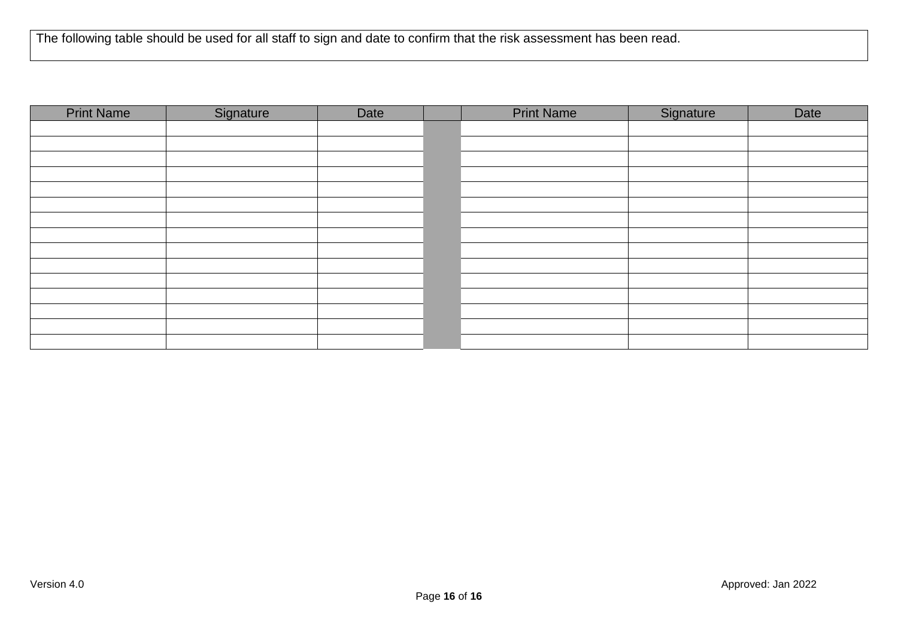The following table should be used for all staff to sign and date to confirm that the risk assessment has been read.

| Print Name | Signature | Date | | Print Name | Signature | Date |
|---|---|---|---|---|---|---|
| | | | | | | |
| | | | | | | |
| | | | | | | |
| | | | | | | |
| | | | | | | |
| | | | | | | |
| | | | | | | |
| | | | | | | |
| | | | | | | |
| | | | | | | |
| | | | | | | |
| | | | | | | |
| | | | | | | |
| | | | | | | |
| | | | | | | |

Version 4.0

Approved: Jan 2022